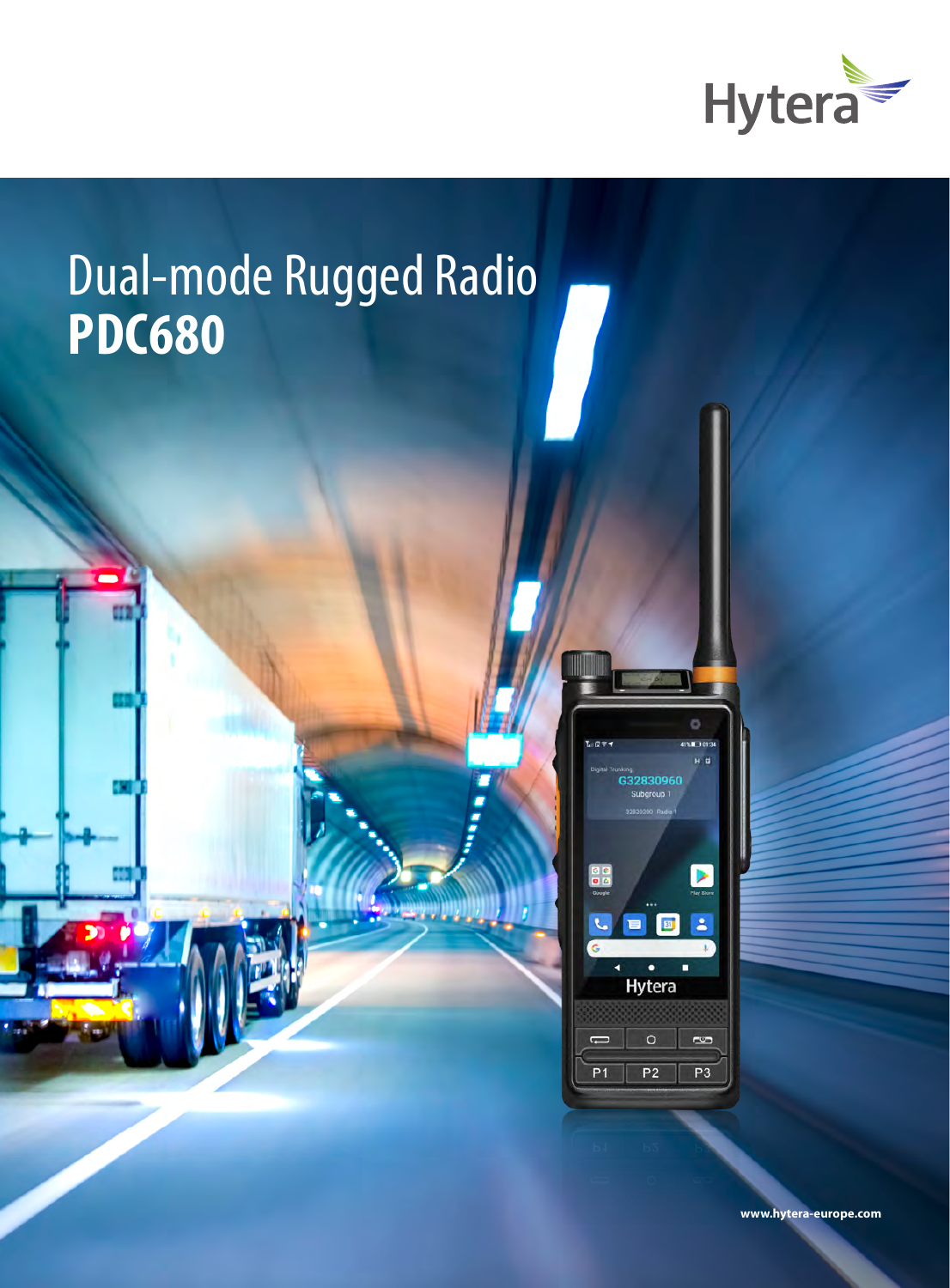Hytera

# Dual-mode Rugged Radio
# **PDC680**

www.hytera-europe.com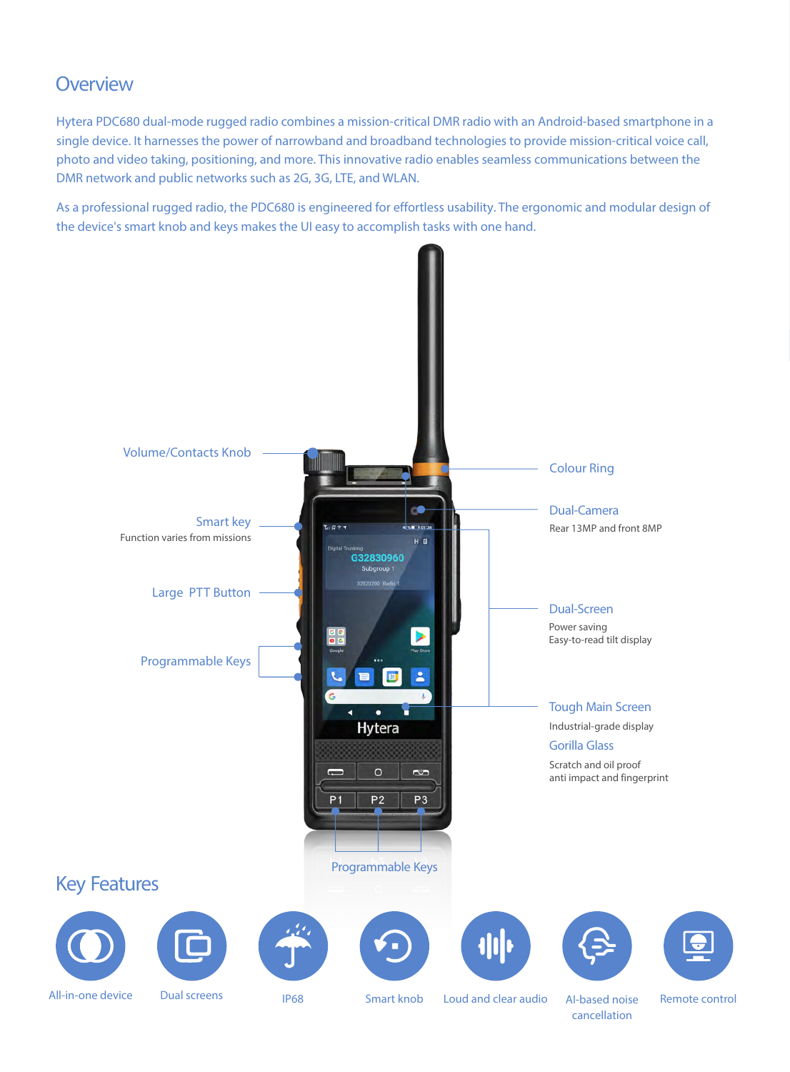## Overview

Hytera PDC680 dual-mode rugged radio combines a mission-critical DMR radio with an Android-based smartphone in a single device. It harnesses the power of narrowband and broadband technologies to provide mission-critical voice call, photo and video taking, positioning, and more. This innovative radio enables seamless communications between the DMR network and public networks such as 2G, 3G, LTE, and WLAN.

As a professional rugged radio, the PDC680 is engineered for effortless usability. The ergonomic and modular design of the device's smart knob and keys makes the UI easy to accomplish tasks with one hand.

Volume/Contacts Knob

Smart key
Function varies from missions

Large PTT Button

Programmable Keys

Colour Ring

Dual-Camera
Rear 13MP and front 8MP

Dual-Screen
Power saving
Easy-to-read tilt display

Tough Main Screen
Industrial-grade display

Gorilla Glass
Scratch and oil proof
anti impact and fingerprint

Programmable Keys

## Key Features

- All-in-one device
- Dual screens
- IP68
- Smart knob
- Loud and clear audio
- AI-based noise cancellation
- Remote control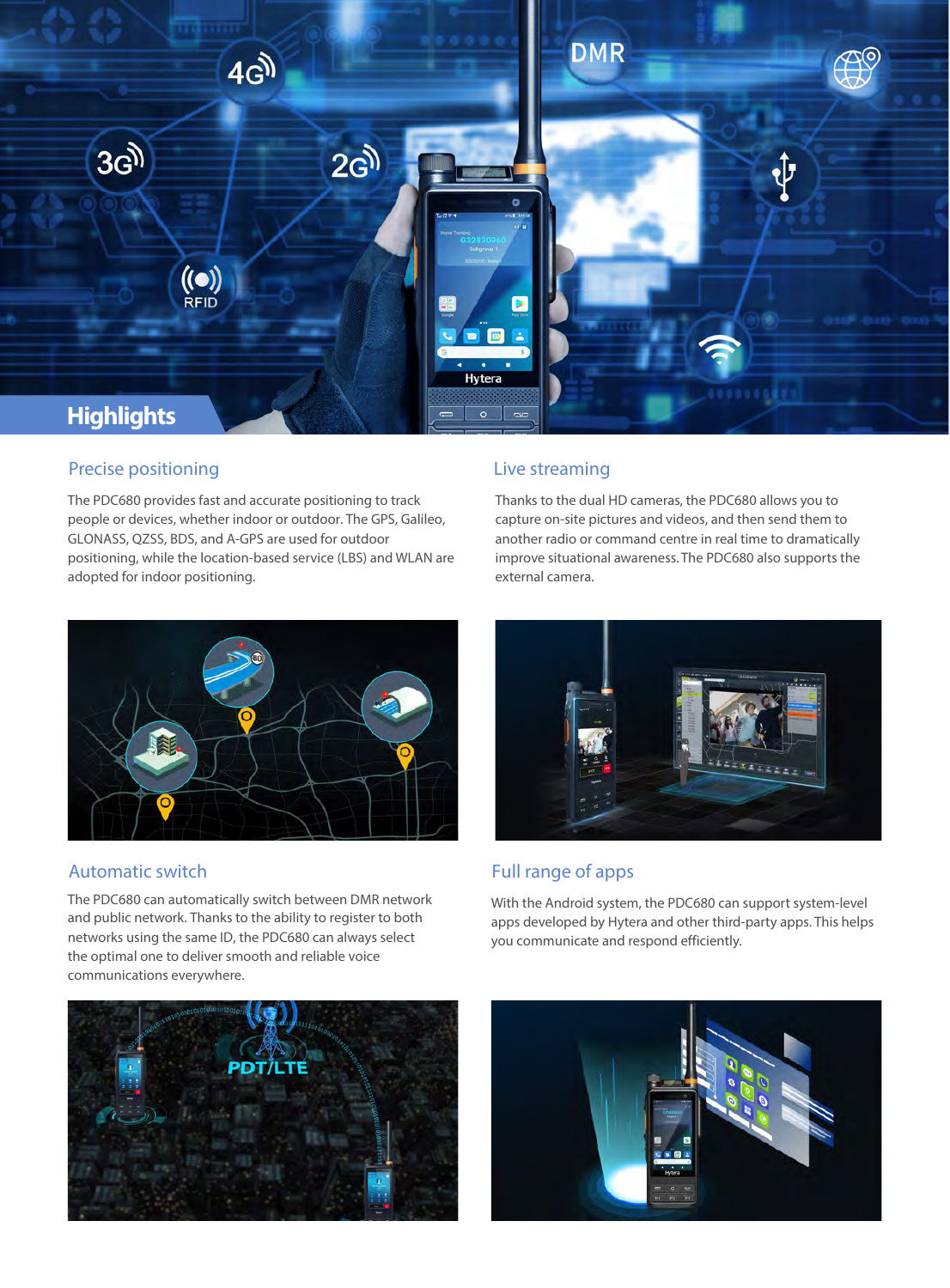## Highlights

### Precise positioning

The PDC680 provides fast and accurate positioning to track people or devices, whether indoor or outdoor. The GPS, Galileo, GLONASS, QZSS, BDS, and A-GPS are used for outdoor positioning, while the location-based service (LBS) and WLAN are adopted for indoor positioning.

### Live streaming

Thanks to the dual HD cameras, the PDC680 allows you to capture on-site pictures and videos, and then send them to another radio or command centre in real time to dramatically improve situational awareness. The PDC680 also supports the external camera.

### Automatic switch

The PDC680 can automatically switch between DMR network and public network. Thanks to the ability to register to both networks using the same ID, the PDC680 can always select the optimal one to deliver smooth and reliable voice communications everywhere.

### Full range of apps

With the Android system, the PDC680 can support system-level apps developed by Hytera and other third-party apps. This helps you communicate and respond efficiently.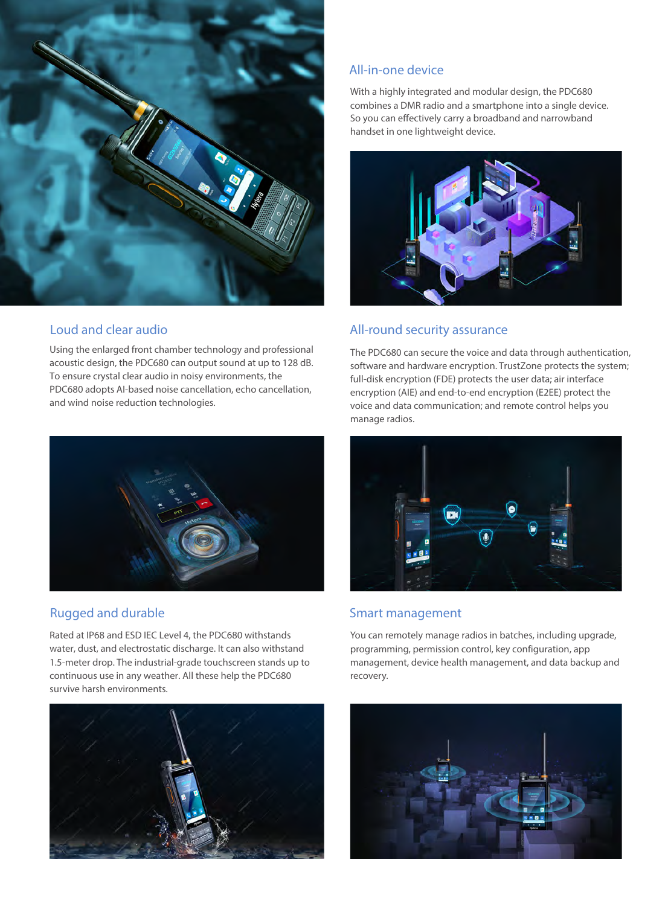## All-in-one device

With a highly integrated and modular design, the PDC680 combines a DMR radio and a smartphone into a single device. So you can effectively carry a broadband and narrowband handset in one lightweight device.

## Loud and clear audio

Using the enlarged front chamber technology and professional acoustic design, the PDC680 can output sound at up to 128 dB. To ensure crystal clear audio in noisy environments, the PDC680 adopts AI-based noise cancellation, echo cancellation, and wind noise reduction technologies.

## All-round security assurance

The PDC680 can secure the voice and data through authentication, software and hardware encryption. TrustZone protects the system; full-disk encryption (FDE) protects the user data; air interface encryption (AIE) and end-to-end encryption (E2EE) protect the voice and data communication; and remote control helps you manage radios.

## Rugged and durable

Rated at IP68 and ESD IEC Level 4, the PDC680 withstands water, dust, and electrostatic discharge. It can also withstand 1.5-meter drop. The industrial-grade touchscreen stands up to continuous use in any weather. All these help the PDC680 survive harsh environments.

## Smart management

You can remotely manage radios in batches, including upgrade, programming, permission control, key configuration, app management, device health management, and data backup and recovery.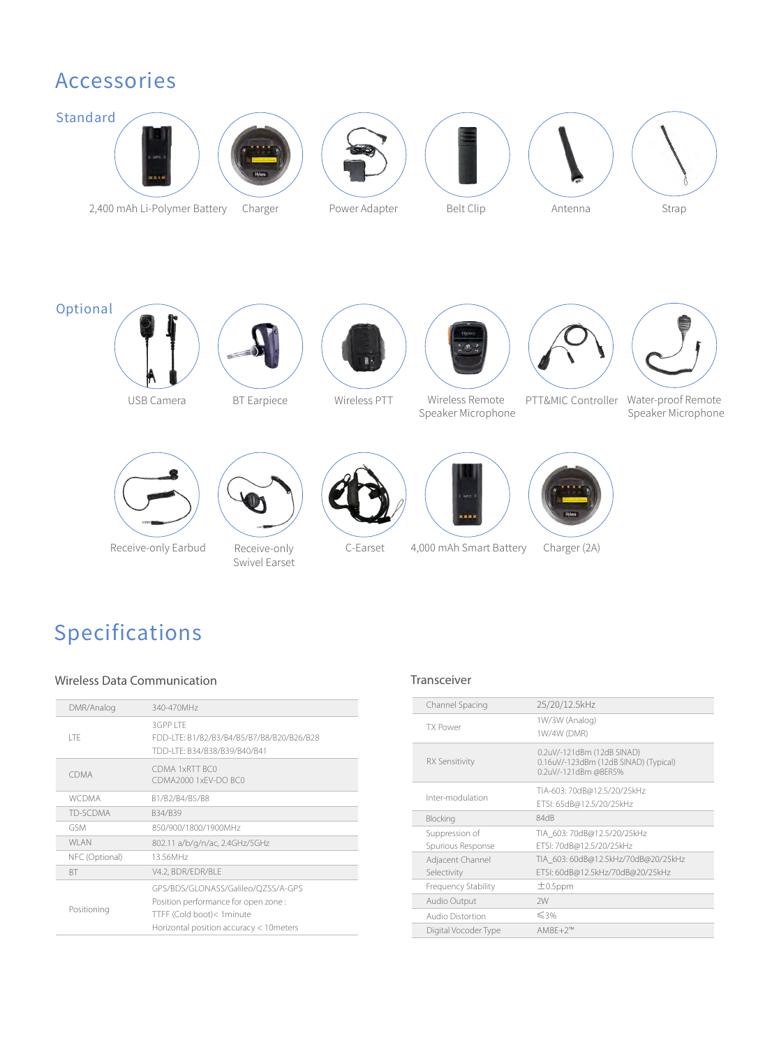# Accessories

## Standard

- 2,400 mAh Li-Polymer Battery
- Charger
- Power Adapter
- Belt Clip
- Antenna
- Strap

## Optional

- USB Camera
- BT Earpiece
- Wireless PTT
- Wireless Remote Speaker Microphone
- PTT&MIC Controller
- Water-proof Remote Speaker Microphone
- Receive-only Earbud
- Receive-only Swivel Earset
- C-Earset
- 4,000 mAh Smart Battery
- Charger (2A)

# Specifications

### Wireless Data Communication

| | |
|---|---|
| DMR/Analog | 340-470MHz |
| LTE | 3GPP LTE<br>FDD-LTE: B1/B2/B3/B4/B5/B7/B8/B20/B26/B28<br>TDD-LTE: B34/B38/B39/B40/B41 |
| CDMA | CDMA 1xRTT BC0<br>CDMA2000 1xEV-DO BC0 |
| WCDMA | B1/B2/B4/B5/B8 |
| TD-SCDMA | B34/B39 |
| GSM | 850/900/1800/1900MHz |
| WLAN | 802.11 a/b/g/n/ac, 2.4GHz/5GHz |
| NFC (Optional) | 13.56MHz |
| BT | V4.2, BDR/EDR/BLE |
| Positioning | GPS/BDS/GLONASS/Galileo/QZSS/A-GPS<br>Position performance for open zone :<br>TTFF (Cold boot)< 1minute<br>Horizontal position accuracy < 10meters |

### Transceiver

| | |
|---|---|
| Channel Spacing | 25/20/12.5kHz |
| TX Power | 1W/3W (Analog)<br>1W/4W (DMR) |
| RX Sensitivity | 0.2uV/-121dBm (12dB SINAD)<br>0.16uV/-123dBm (12dB SINAD) (Typical)<br>0.2uV/-121dBm @BER5% |
| Inter-modulation | TIA-603: 70dB@12.5/20/25kHz<br>ETSI: 65dB@12.5/20/25kHz |
| Blocking | 84dB |
| Suppression of Spurious Response | TIA_603: 70dB@12.5/20/25kHz<br>ETSI: 70dB@12.5/20/25kHz |
| Adjacent Channel Selectivity | TIA_603: 60dB@12.5kHz/70dB@20/25kHz<br>ETSI: 60dB@12.5kHz/70dB@20/25kHz |
| Frequency Stability | ±0.5ppm |
| Audio Output | 2W |
| Audio Distortion | ⩽3% |
| Digital Vocoder Type | AMBE+2™ |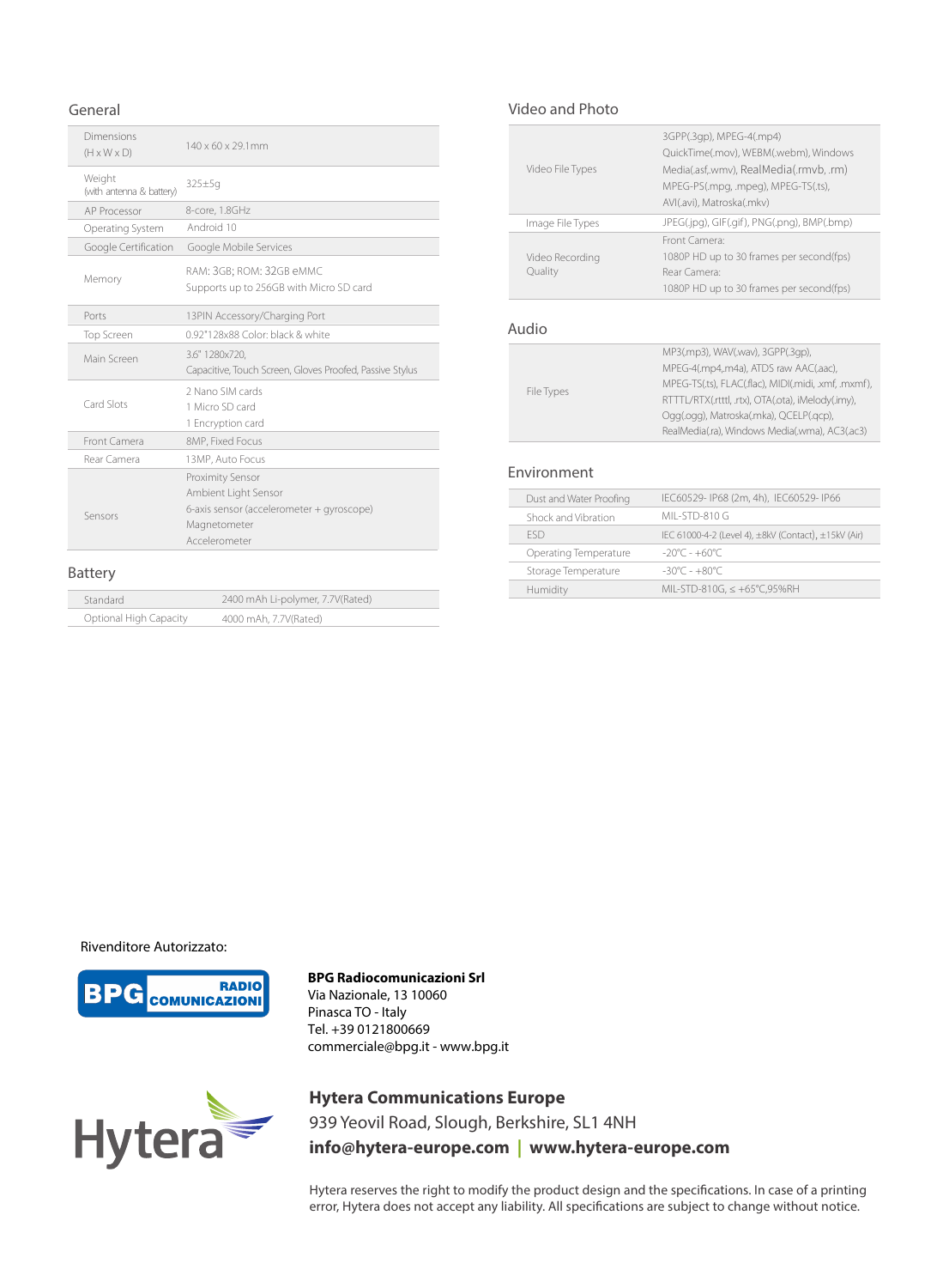## General

| | |
|---|---|
| Dimensions (H x W x D) | 140 x 60 x 29.1mm |
| Weight (with antenna & battery) | 325±5g |
| AP Processor | 8-core, 1.8GHz |
| Operating System | Android 10 |
| Google Certification | Google Mobile Services |
| Memory | RAM: 3GB; ROM: 32GB eMMC<br>Supports up to 256GB with Micro SD card |
| Ports | 13PIN Accessory/Charging Port |
| Top Screen | 0.92"128x88 Color: black & white |
| Main Screen | 3.6" 1280x720,<br>Capacitive, Touch Screen, Gloves Proofed, Passive Stylus |
| Card Slots | 2 Nano SIM cards<br>1 Micro SD card<br>1 Encryption card |
| Front Camera | 8MP, Fixed Focus |
| Rear Camera | 13MP, Auto Focus |
| Sensors | Proximity Sensor<br>Ambient Light Sensor<br>6-axis sensor (accelerometer + gyroscope)<br>Magnetometer<br>Accelerometer |

## Battery

| | |
|---|---|
| Standard | 2400 mAh Li-polymer, 7.7V(Rated) |
| Optional High Capacity | 4000 mAh, 7.7V(Rated) |

## Video and Photo

| | |
|---|---|
| Video File Types | 3GPP(.3gp), MPEG-4(.mp4)<br>QuickTime(.mov), WEBM(.webm), Windows Media(.asf,.wmv), RealMedia(.rmvb, .rm)<br>MPEG-PS(.mpg, .mpeg), MPEG-TS(.ts),<br>AVI(.avi), Matroska(.mkv) |
| Image File Types | JPEG(.jpg), GIF(.gif), PNG(.png), BMP(.bmp) |
| Video Recording Quality | Front Camera:<br>1080P HD up to 30 frames per second(fps)<br>Rear Camera:<br>1080P HD up to 30 frames per second(fps) |

## Audio

| | |
|---|---|
| File Types | MP3(.mp3), WAV(.wav), 3GPP(.3gp),<br>MPEG-4(.mp4,.m4a), ATDS raw AAC(.aac),<br>MPEG-TS(.ts), FLAC(.flac), MIDI(.midi, .xmf, .mxmf),<br>RTTTL/RTX(.rtttl, .rtx), OTA(.ota), iMelody(.imy),<br>Ogg(.ogg), Matroska(.mka), QCELP(.qcp),<br>RealMedia(.ra), Windows Media(.wma), AC3(.ac3) |

## Environment

| | |
|---|---|
| Dust and Water Proofing | IEC60529- IP68 (2m, 4h), IEC60529- IP66 |
| Shock and Vibration | MIL-STD-810 G |
| ESD | IEC 61000-4-2 (Level 4), ±8kV (Contact), ±15kV (Air) |
| Operating Temperature | -20°C - +60°C |
| Storage Temperature | -30°C - +80°C |
| Humidity | MIL-STD-810G, ≤ +65°C,95%RH |

Rivenditore Autorizzato:

BPG RADIO COMUNICAZIONI

**BPG Radiocomunicazioni Srl**
Via Nazionale, 13 10060
Pinasca TO - Italy
Tel. +39 0121800669
commerciale@bpg.it - www.bpg.it

Hytera

**Hytera Communications Europe**
939 Yeovil Road, Slough, Berkshire, SL1 4NH
**info@hytera-europe.com | www.hytera-europe.com**

Hytera reserves the right to modify the product design and the specifications. In case of a printing error, Hytera does not accept any liability. All specifications are subject to change without notice.